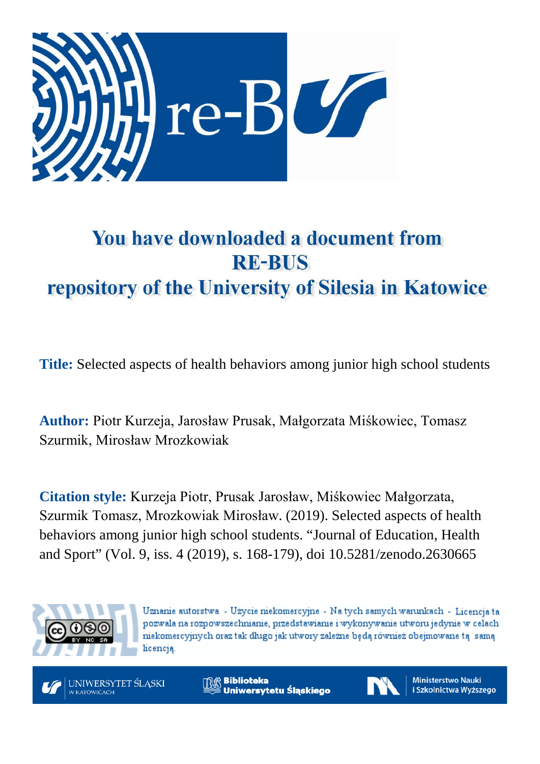# You have downloaded a document from RE-BUS repository of the University of Silesia in Katowice

**Title:** Selected aspects of health behaviors among junior high school students

**Author:** Piotr Kurzeja, Jarosław Prusak, Małgorzata Miśkowiec, Tomasz Szurmik, Mirosław Mrozkowiak

**Citation style:** Kurzeja Piotr, Prusak Jarosław, Miśkowiec Małgorzata, Szurmik Tomasz, Mrozkowiak Mirosław. (2019). Selected aspects of health behaviors among junior high school students. "Journal of Education, Health and Sport" (Vol. 9, iss. 4 (2019), s. 168-179), doi 10.5281/zenodo.2630665

Uznanie autorstwa - Użycie niekomercyjne - Na tych samych warunkach - Licencja ta pozwala na rozpowszechnianie, przedstawianie i wykonywanie utworu jedynie w celach niekomercyjnych oraz tak długo jak utwory zależne będą również obejmowane tą samą licencją.

UNIWERSYTET ŚLĄSKI W KATOWICACH

Biblioteka Uniwersytetu Śląskiego

Ministerstwo Nauki i Szkolnictwa Wyższego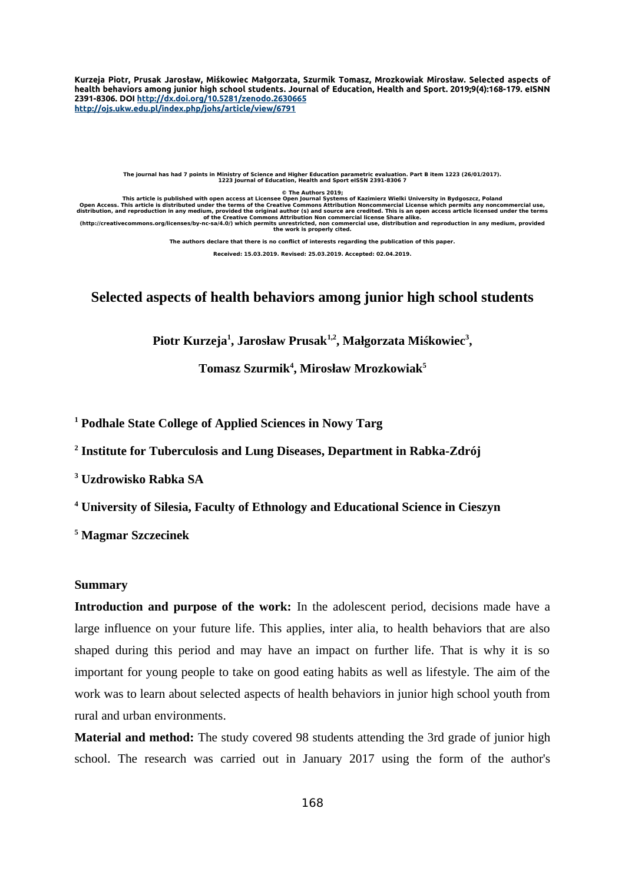Kurzeja Piotr, Prusak Jarosław, Miśkowiec Małgorzata, Szurmik Tomasz, Mrozkowiak Mirosław. Selected aspects of health behaviors among junior high school students. Journal of Education, Health and Sport. 2019;9(4):168-179. eISNN 2391-8306. DOI http://dx.doi.org/10.5281/zenodo.2630665
http://ojs.ukw.edu.pl/index.php/johs/article/view/6791

The journal has had 7 points in Ministry of Science and Higher Education parametric evaluation. Part B item 1223 (26/01/2017).
1223 Journal of Education, Health and Sport eISSN 2391-8306 7

© The Authors 2019;
This article is published with open access at Licensee Open Journal Systems of Kazimierz Wielki University in Bydgoszcz, Poland
Open Access. This article is distributed under the terms of the Creative Commons Attribution Noncommercial License which permits any noncommercial use, distribution, and reproduction in any medium, provided the original author (s) and source are credited. This is an open access article licensed under the terms of the Creative Commons Attribution Non commercial license Share alike.
(http://creativecommons.org/licenses/by-nc-sa/4.0/) which permits unrestricted, non commercial use, distribution and reproduction in any medium, provided the work is properly cited.

The authors declare that there is no conflict of interests regarding the publication of this paper.

Received: 15.03.2019. Revised: 25.03.2019. Accepted: 02.04.2019.

# Selected aspects of health behaviors among junior high school students

**Piotr Kurzeja[1], Jarosław Prusak[1,2], Małgorzata Miśkowiec[3], Tomasz Szurmik[4], Mirosław Mrozkowiak[5]**

[1] **Podhale State College of Applied Sciences in Nowy Targ**

[2] **Institute for Tuberculosis and Lung Diseases, Department in Rabka-Zdrój**

[3] **Uzdrowisko Rabka SA**

[4] **University of Silesia, Faculty of Ethnology and Educational Science in Cieszyn**

[5] **Magmar Szczecinek**

## Summary

**Introduction and purpose of the work:** In the adolescent period, decisions made have a large influence on your future life. This applies, inter alia, to health behaviors that are also shaped during this period and may have an impact on further life. That is why it is so important for young people to take on good eating habits as well as lifestyle. The aim of the work was to learn about selected aspects of health behaviors in junior high school youth from rural and urban environments.

**Material and method:** The study covered 98 students attending the 3rd grade of junior high school. The research was carried out in January 2017 using the form of the author's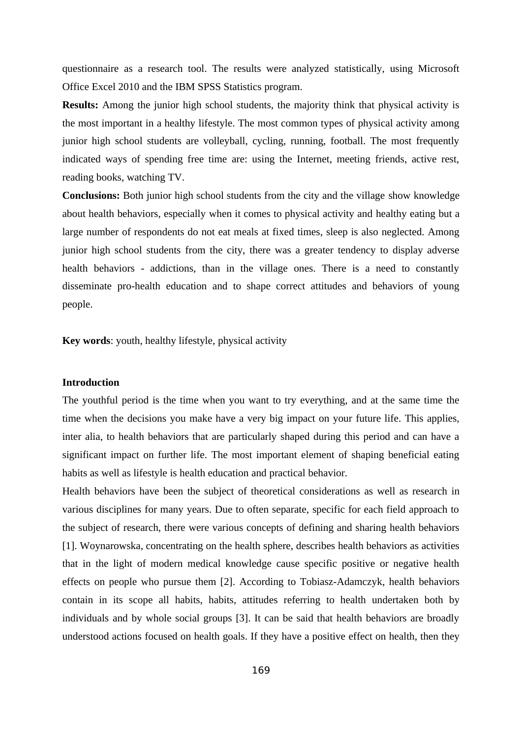questionnaire as a research tool. The results were analyzed statistically, using Microsoft Office Excel 2010 and the IBM SPSS Statistics program.

**Results:** Among the junior high school students, the majority think that physical activity is the most important in a healthy lifestyle. The most common types of physical activity among junior high school students are volleyball, cycling, running, football. The most frequently indicated ways of spending free time are: using the Internet, meeting friends, active rest, reading books, watching TV.

**Conclusions:** Both junior high school students from the city and the village show knowledge about health behaviors, especially when it comes to physical activity and healthy eating but a large number of respondents do not eat meals at fixed times, sleep is also neglected. Among junior high school students from the city, there was a greater tendency to display adverse health behaviors - addictions, than in the village ones. There is a need to constantly disseminate pro-health education and to shape correct attitudes and behaviors of young people.

**Key words**: youth, healthy lifestyle, physical activity

## Introduction

The youthful period is the time when you want to try everything, and at the same time the time when the decisions you make have a very big impact on your future life. This applies, inter alia, to health behaviors that are particularly shaped during this period and can have a significant impact on further life. The most important element of shaping beneficial eating habits as well as lifestyle is health education and practical behavior.

Health behaviors have been the subject of theoretical considerations as well as research in various disciplines for many years. Due to often separate, specific for each field approach to the subject of research, there were various concepts of defining and sharing health behaviors [1]. Woynarowska, concentrating on the health sphere, describes health behaviors as activities that in the light of modern medical knowledge cause specific positive or negative health effects on people who pursue them [2]. According to Tobiasz-Adamczyk, health behaviors contain in its scope all habits, habits, attitudes referring to health undertaken both by individuals and by whole social groups [3]. It can be said that health behaviors are broadly understood actions focused on health goals. If they have a positive effect on health, then they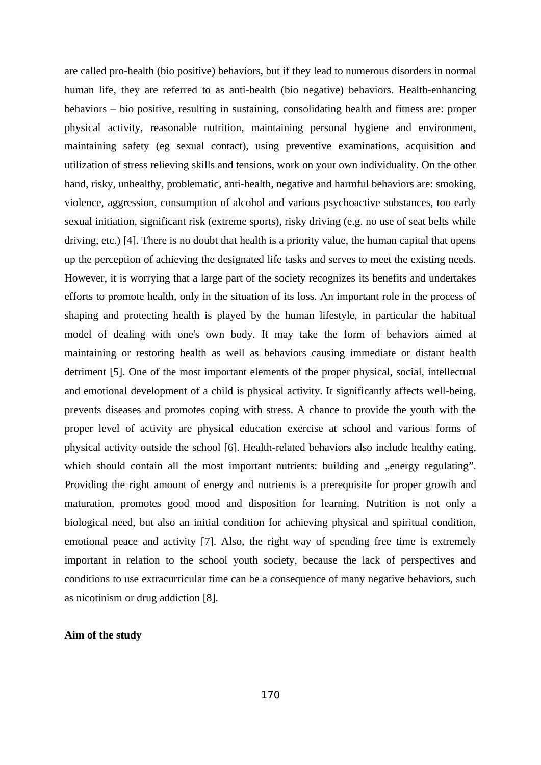are called pro-health (bio positive) behaviors, but if they lead to numerous disorders in normal human life, they are referred to as anti-health (bio negative) behaviors. Health-enhancing behaviors – bio positive, resulting in sustaining, consolidating health and fitness are: proper physical activity, reasonable nutrition, maintaining personal hygiene and environment, maintaining safety (eg sexual contact), using preventive examinations, acquisition and utilization of stress relieving skills and tensions, work on your own individuality. On the other hand, risky, unhealthy, problematic, anti-health, negative and harmful behaviors are: smoking, violence, aggression, consumption of alcohol and various psychoactive substances, too early sexual initiation, significant risk (extreme sports), risky driving (e.g. no use of seat belts while driving, etc.) [4]. There is no doubt that health is a priority value, the human capital that opens up the perception of achieving the designated life tasks and serves to meet the existing needs. However, it is worrying that a large part of the society recognizes its benefits and undertakes efforts to promote health, only in the situation of its loss. An important role in the process of shaping and protecting health is played by the human lifestyle, in particular the habitual model of dealing with one's own body. It may take the form of behaviors aimed at maintaining or restoring health as well as behaviors causing immediate or distant health detriment [5]. One of the most important elements of the proper physical, social, intellectual and emotional development of a child is physical activity. It significantly affects well-being, prevents diseases and promotes coping with stress. A chance to provide the youth with the proper level of activity are physical education exercise at school and various forms of physical activity outside the school [6]. Health-related behaviors also include healthy eating, which should contain all the most important nutrients: building and „energy regulating". Providing the right amount of energy and nutrients is a prerequisite for proper growth and maturation, promotes good mood and disposition for learning. Nutrition is not only a biological need, but also an initial condition for achieving physical and spiritual condition, emotional peace and activity [7]. Also, the right way of spending free time is extremely important in relation to the school youth society, because the lack of perspectives and conditions to use extracurricular time can be a consequence of many negative behaviors, such as nicotinism or drug addiction [8].

**Aim of the study**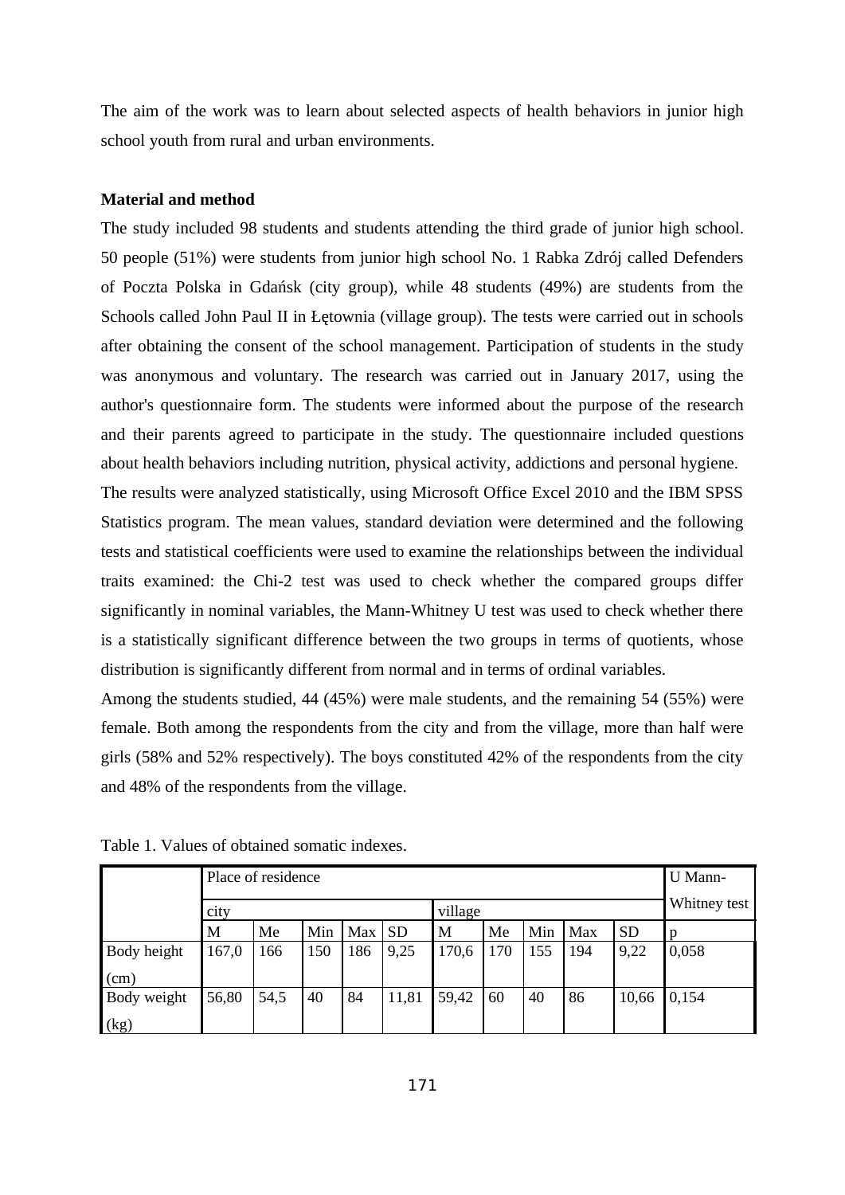The aim of the work was to learn about selected aspects of health behaviors in junior high school youth from rural and urban environments.

**Material and method**

The study included 98 students and students attending the third grade of junior high school. 50 people (51%) were students from junior high school No. 1 Rabka Zdrój called Defenders of Poczta Polska in Gdańsk (city group), while 48 students (49%) are students from the Schools called John Paul II in Łętownia (village group). The tests were carried out in schools after obtaining the consent of the school management. Participation of students in the study was anonymous and voluntary. The research was carried out in January 2017, using the author's questionnaire form. The students were informed about the purpose of the research and their parents agreed to participate in the study. The questionnaire included questions about health behaviors including nutrition, physical activity, addictions and personal hygiene.

The results were analyzed statistically, using Microsoft Office Excel 2010 and the IBM SPSS Statistics program. The mean values, standard deviation were determined and the following tests and statistical coefficients were used to examine the relationships between the individual traits examined: the Chi-2 test was used to check whether the compared groups differ significantly in nominal variables, the Mann-Whitney U test was used to check whether there is a statistically significant difference between the two groups in terms of quotients, whose distribution is significantly different from normal and in terms of ordinal variables.

Among the students studied, 44 (45%) were male students, and the remaining 54 (55%) were female. Both among the respondents from the city and from the village, more than half were girls (58% and 52% respectively). The boys constituted 42% of the respondents from the city and 48% of the respondents from the village.

Table 1. Values of obtained somatic indexes.

| | Place of residence | | | | | | | | | | U Mann-Whitney test |
|---|---|---|---|---|---|---|---|---|---|---|---|
| | city | | | | | village | | | | | |
| | M | Me | Min | Max | SD | M | Me | Min | Max | SD | p |
| Body height (cm) | 167,0 | 166 | 150 | 186 | 9,25 | 170,6 | 170 | 155 | 194 | 9,22 | 0,058 |
| Body weight (kg) | 56,80 | 54,5 | 40 | 84 | 11,81 | 59,42 | 60 | 40 | 86 | 10,66 | 0,154 |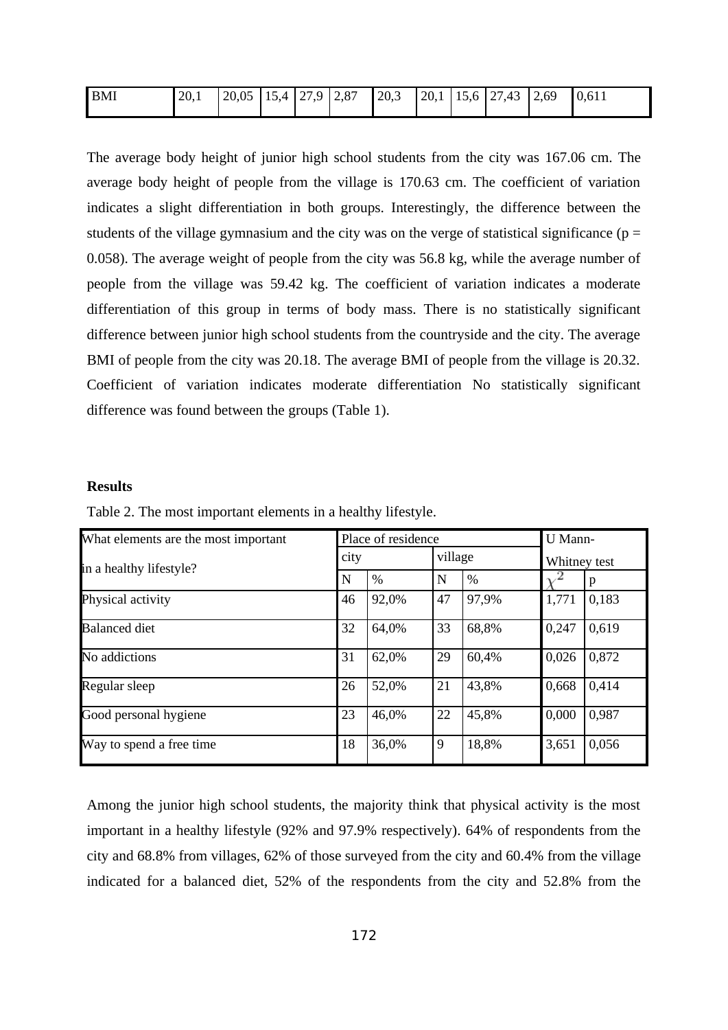| BMI | 20,1 | 20,05 | 15,4 | 27,9 | 2,87 | 20,3 | 20,1 | 15,6 | 27,43 | 2,69 | 0,611 |
|---|---|---|---|---|---|---|---|---|---|---|---|

The average body height of junior high school students from the city was 167.06 cm. The average body height of people from the village is 170.63 cm. The coefficient of variation indicates a slight differentiation in both groups. Interestingly, the difference between the students of the village gymnasium and the city was on the verge of statistical significance (p = 0.058). The average weight of people from the city was 56.8 kg, while the average number of people from the village was 59.42 kg. The coefficient of variation indicates a moderate differentiation of this group in terms of body mass. There is no statistically significant difference between junior high school students from the countryside and the city. The average BMI of people from the city was 20.18. The average BMI of people from the village is 20.32. Coefficient of variation indicates moderate differentiation No statistically significant difference was found between the groups (Table 1).

**Results**

Table 2. The most important elements in a healthy lifestyle.

| What elements are the most important in a healthy lifestyle? | Place of residence | | | | U Mann-Whitney test | |
|---|---|---|---|---|---|---|
| | city | | village | | | |
| | N | % | N | % | $\chi^2$ | p |
| Physical activity | 46 | 92,0% | 47 | 97,9% | 1,771 | 0,183 |
| Balanced diet | 32 | 64,0% | 33 | 68,8% | 0,247 | 0,619 |
| No addictions | 31 | 62,0% | 29 | 60,4% | 0,026 | 0,872 |
| Regular sleep | 26 | 52,0% | 21 | 43,8% | 0,668 | 0,414 |
| Good personal hygiene | 23 | 46,0% | 22 | 45,8% | 0,000 | 0,987 |
| Way to spend a free time | 18 | 36,0% | 9 | 18,8% | 3,651 | 0,056 |

Among the junior high school students, the majority think that physical activity is the most important in a healthy lifestyle (92% and 97.9% respectively). 64% of respondents from the city and 68.8% from villages, 62% of those surveyed from the city and 60.4% from the village indicated for a balanced diet, 52% of the respondents from the city and 52.8% from the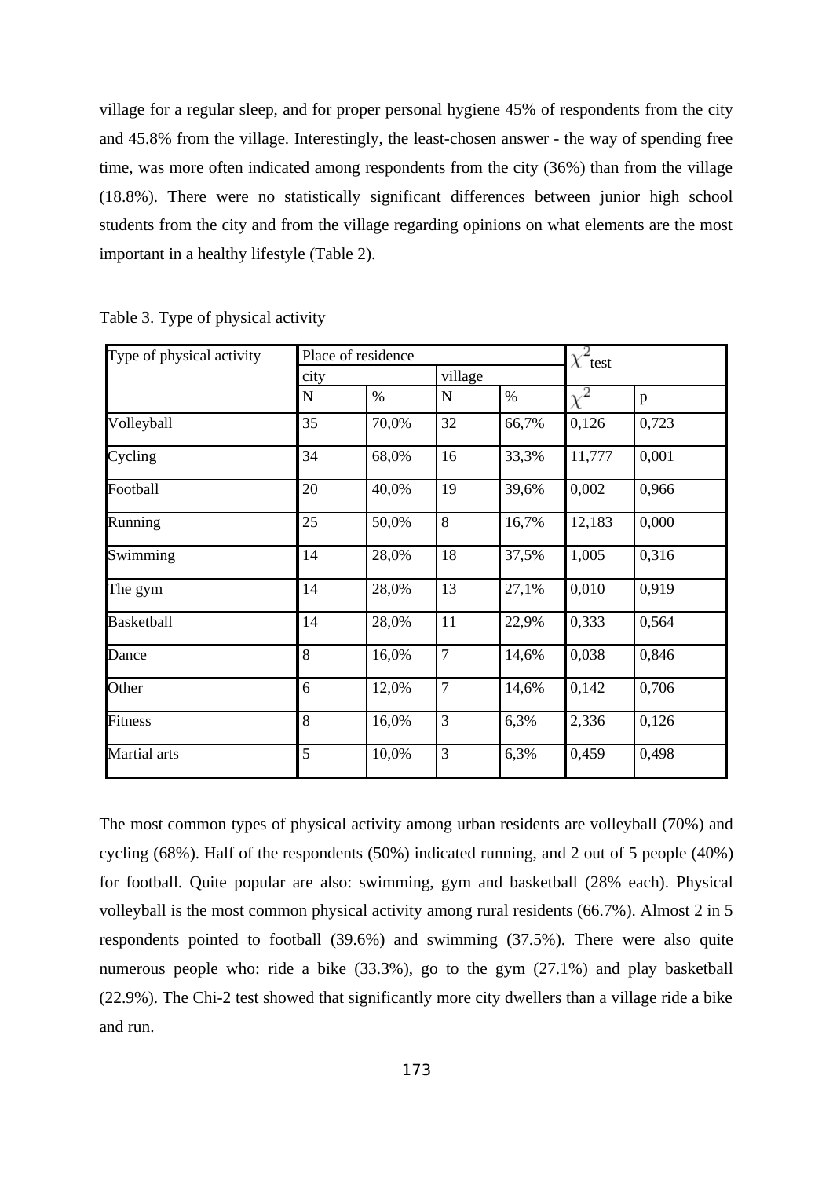village for a regular sleep, and for proper personal hygiene 45% of respondents from the city and 45.8% from the village. Interestingly, the least-chosen answer - the way of spending free time, was more often indicated among respondents from the city (36%) than from the village (18.8%). There were no statistically significant differences between junior high school students from the city and from the village regarding opinions on what elements are the most important in a healthy lifestyle (Table 2).

Table 3. Type of physical activity

| Type of physical activity | Place of residence | | | | $\chi^2$ test | |
|---|---|---|---|---|---|---|
| | city | | village | | | |
| | N | % | N | % | $\chi^2$ | p |
| Volleyball | 35 | 70,0% | 32 | 66,7% | 0,126 | 0,723 |
| Cycling | 34 | 68,0% | 16 | 33,3% | 11,777 | 0,001 |
| Football | 20 | 40,0% | 19 | 39,6% | 0,002 | 0,966 |
| Running | 25 | 50,0% | 8 | 16,7% | 12,183 | 0,000 |
| Swimming | 14 | 28,0% | 18 | 37,5% | 1,005 | 0,316 |
| The gym | 14 | 28,0% | 13 | 27,1% | 0,010 | 0,919 |
| Basketball | 14 | 28,0% | 11 | 22,9% | 0,333 | 0,564 |
| Dance | 8 | 16,0% | 7 | 14,6% | 0,038 | 0,846 |
| Other | 6 | 12,0% | 7 | 14,6% | 0,142 | 0,706 |
| Fitness | 8 | 16,0% | 3 | 6,3% | 2,336 | 0,126 |
| Martial arts | 5 | 10,0% | 3 | 6,3% | 0,459 | 0,498 |

The most common types of physical activity among urban residents are volleyball (70%) and cycling (68%). Half of the respondents (50%) indicated running, and 2 out of 5 people (40%) for football. Quite popular are also: swimming, gym and basketball (28% each). Physical volleyball is the most common physical activity among rural residents (66.7%). Almost 2 in 5 respondents pointed to football (39.6%) and swimming (37.5%). There were also quite numerous people who: ride a bike (33.3%), go to the gym (27.1%) and play basketball (22.9%). The Chi-2 test showed that significantly more city dwellers than a village ride a bike and run.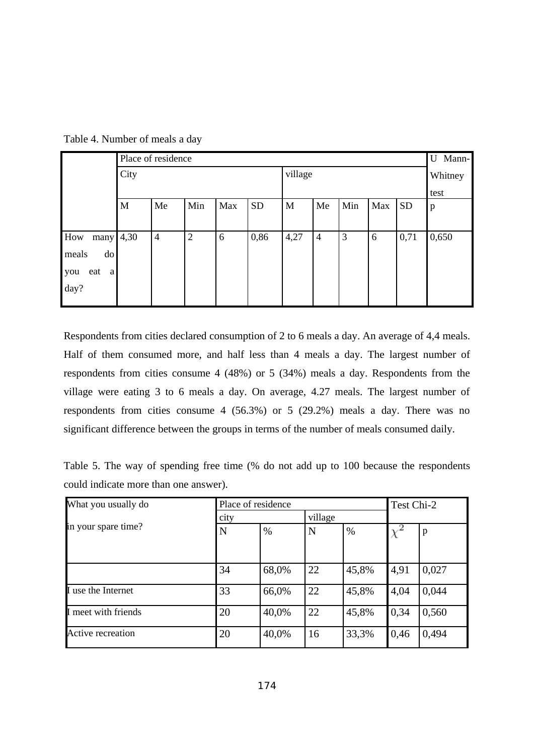Table 4. Number of meals a day

| | Place of residence | | | | | | | | | | U Mann-Whitney test |
|---|---|---|---|---|---|---|---|---|---|---|---|
| | City | | | | | village | | | | | |
| | M | Me | Min | Max | SD | M | Me | Min | Max | SD | p |
| How many meals do you eat a day? | 4,30 | 4 | 2 | 6 | 0,86 | 4,27 | 4 | 3 | 6 | 0,71 | 0,650 |

Respondents from cities declared consumption of 2 to 6 meals a day. An average of 4,4 meals. Half of them consumed more, and half less than 4 meals a day. The largest number of respondents from cities consume 4 (48%) or 5 (34%) meals a day. Respondents from the village were eating 3 to 6 meals a day. On average, 4.27 meals. The largest number of respondents from cities consume 4 (56.3%) or 5 (29.2%) meals a day. There was no significant difference between the groups in terms of the number of meals consumed daily.

Table 5. The way of spending free time (% do not add up to 100 because the respondents could indicate more than one answer).

| What you usually do in your spare time? | Place of residence | | | | Test Chi-2 | |
|---|---|---|---|---|---|---|
| | city | | village | | | |
| | N | % | N | % | $\chi^2$ | p |
| | 34 | 68,0% | 22 | 45,8% | 4,91 | 0,027 |
| I use the Internet | 33 | 66,0% | 22 | 45,8% | 4,04 | 0,044 |
| I meet with friends | 20 | 40,0% | 22 | 45,8% | 0,34 | 0,560 |
| Active recreation | 20 | 40,0% | 16 | 33,3% | 0,46 | 0,494 |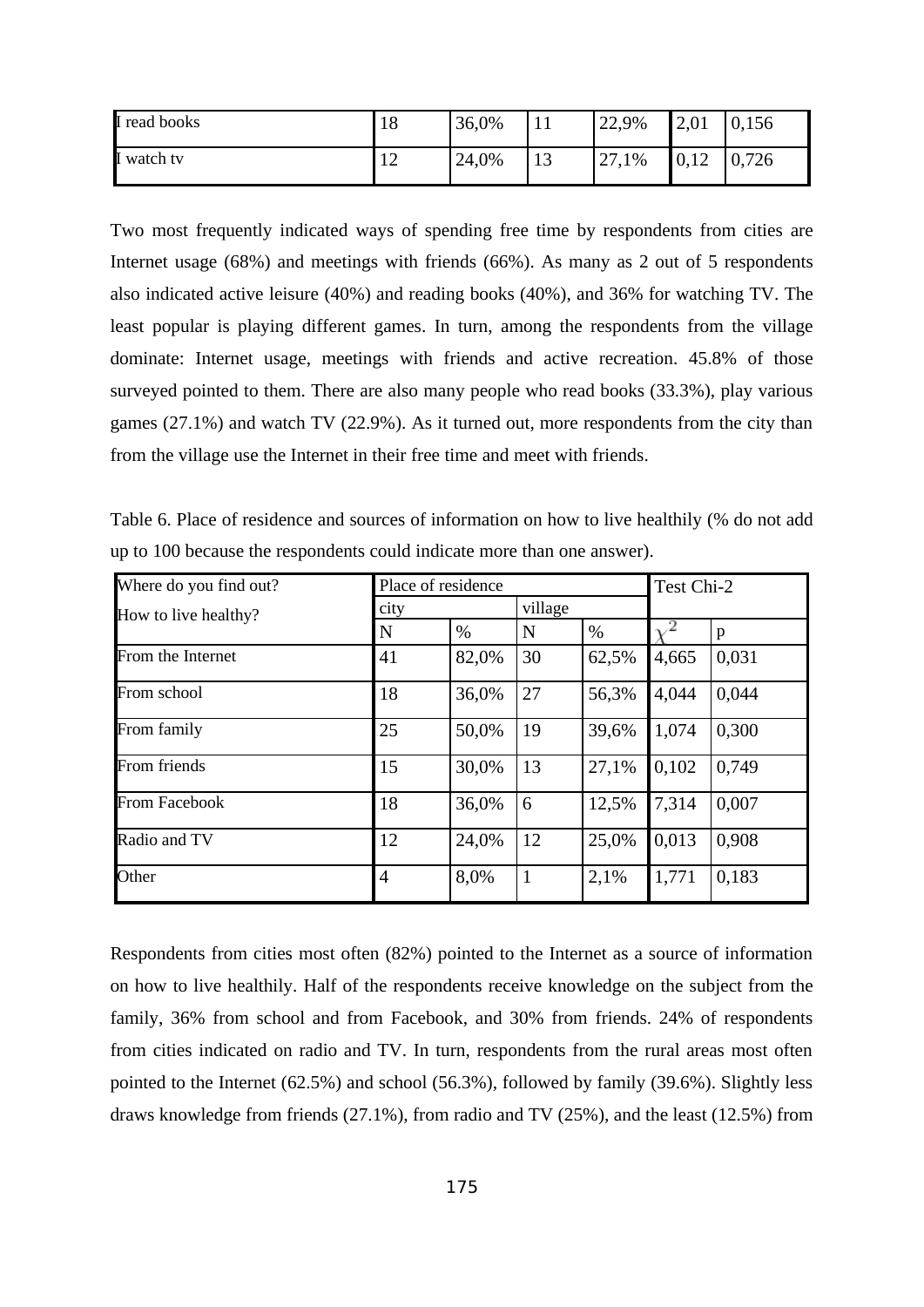| I read books | 18 | 36,0% | 11 | 22,9% | 2,01 | 0,156 |
|---|---|---|---|---|---|---|
| I watch tv | 12 | 24,0% | 13 | 27,1% | 0,12 | 0,726 |

Two most frequently indicated ways of spending free time by respondents from cities are Internet usage (68%) and meetings with friends (66%). As many as 2 out of 5 respondents also indicated active leisure (40%) and reading books (40%), and 36% for watching TV. The least popular is playing different games. In turn, among the respondents from the village dominate: Internet usage, meetings with friends and active recreation. 45.8% of those surveyed pointed to them. There are also many people who read books (33.3%), play various games (27.1%) and watch TV (22.9%). As it turned out, more respondents from the city than from the village use the Internet in their free time and meet with friends.

Table 6. Place of residence and sources of information on how to live healthily (% do not add up to 100 because the respondents could indicate more than one answer).

| Where do you find out? How to live healthy? | Place of residence | | | | Test Chi-2 | |
|---|---|---|---|---|---|---|
| | city | | village | | | |
| | N | % | N | % | $\chi^2$ | p |
| From the Internet | 41 | 82,0% | 30 | 62,5% | 4,665 | 0,031 |
| From school | 18 | 36,0% | 27 | 56,3% | 4,044 | 0,044 |
| From family | 25 | 50,0% | 19 | 39,6% | 1,074 | 0,300 |
| From friends | 15 | 30,0% | 13 | 27,1% | 0,102 | 0,749 |
| From Facebook | 18 | 36,0% | 6 | 12,5% | 7,314 | 0,007 |
| Radio and TV | 12 | 24,0% | 12 | 25,0% | 0,013 | 0,908 |
| Other | 4 | 8,0% | 1 | 2,1% | 1,771 | 0,183 |

Respondents from cities most often (82%) pointed to the Internet as a source of information on how to live healthily. Half of the respondents receive knowledge on the subject from the family, 36% from school and from Facebook, and 30% from friends. 24% of respondents from cities indicated on radio and TV. In turn, respondents from the rural areas most often pointed to the Internet (62.5%) and school (56.3%), followed by family (39.6%). Slightly less draws knowledge from friends (27.1%), from radio and TV (25%), and the least (12.5%) from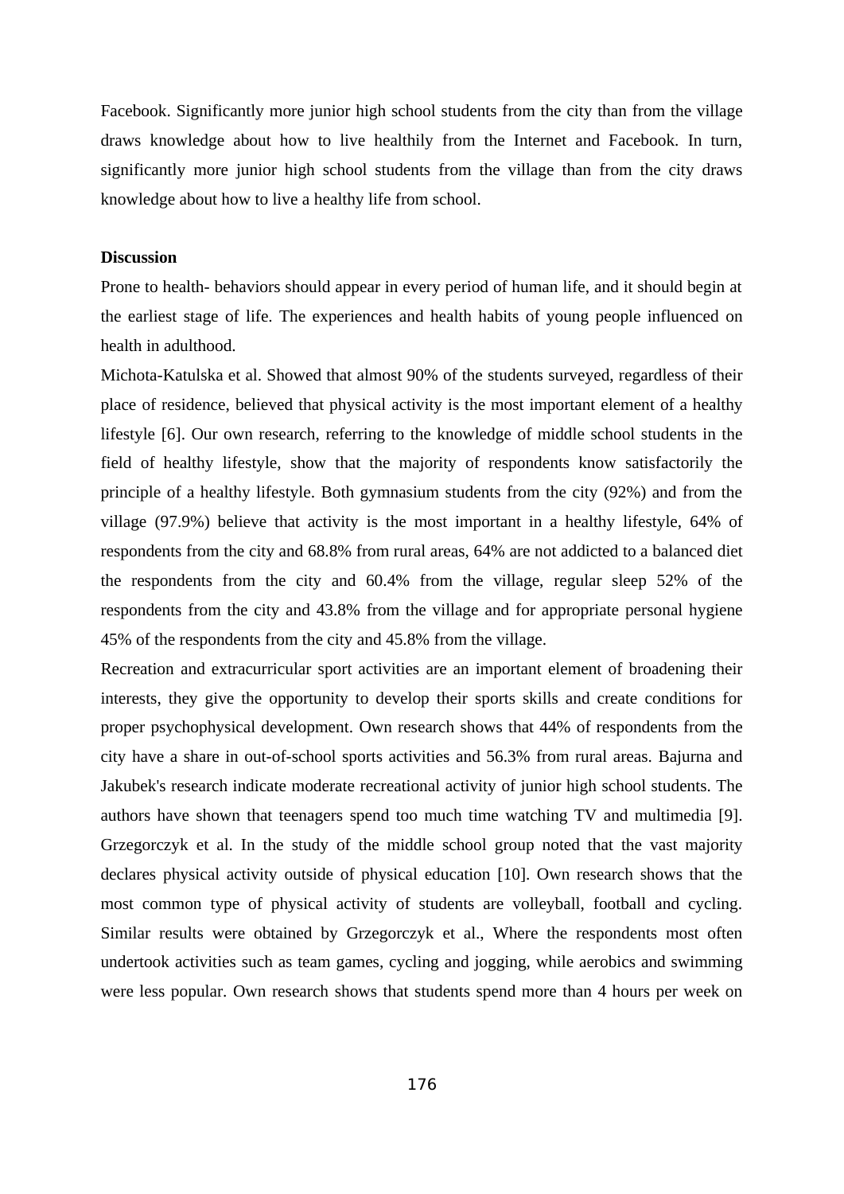Facebook. Significantly more junior high school students from the city than from the village draws knowledge about how to live healthily from the Internet and Facebook. In turn, significantly more junior high school students from the village than from the city draws knowledge about how to live a healthy life from school.

**Discussion**

Prone to health- behaviors should appear in every period of human life, and it should begin at the earliest stage of life. The experiences and health habits of young people influenced on health in adulthood.

Michota-Katulska et al. Showed that almost 90% of the students surveyed, regardless of their place of residence, believed that physical activity is the most important element of a healthy lifestyle [6]. Our own research, referring to the knowledge of middle school students in the field of healthy lifestyle, show that the majority of respondents know satisfactorily the principle of a healthy lifestyle. Both gymnasium students from the city (92%) and from the village (97.9%) believe that activity is the most important in a healthy lifestyle, 64% of respondents from the city and 68.8% from rural areas, 64% are not addicted to a balanced diet the respondents from the city and 60.4% from the village, regular sleep 52% of the respondents from the city and 43.8% from the village and for appropriate personal hygiene 45% of the respondents from the city and 45.8% from the village.

Recreation and extracurricular sport activities are an important element of broadening their interests, they give the opportunity to develop their sports skills and create conditions for proper psychophysical development. Own research shows that 44% of respondents from the city have a share in out-of-school sports activities and 56.3% from rural areas. Bajurna and Jakubek's research indicate moderate recreational activity of junior high school students. The authors have shown that teenagers spend too much time watching TV and multimedia [9]. Grzegorczyk et al. In the study of the middle school group noted that the vast majority declares physical activity outside of physical education [10]. Own research shows that the most common type of physical activity of students are volleyball, football and cycling. Similar results were obtained by Grzegorczyk et al., Where the respondents most often undertook activities such as team games, cycling and jogging, while aerobics and swimming were less popular. Own research shows that students spend more than 4 hours per week on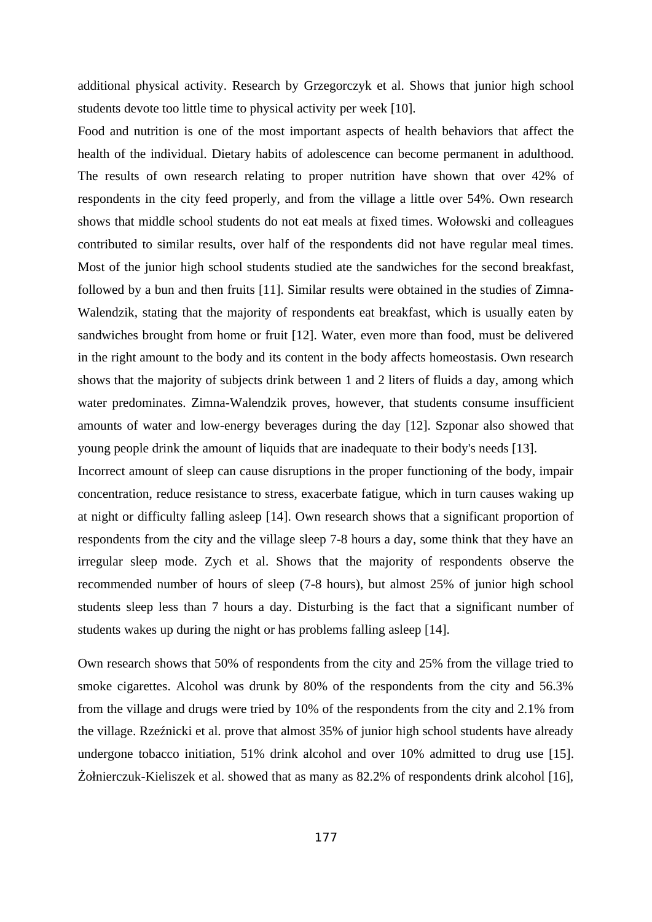additional physical activity. Research by Grzegorczyk et al. Shows that junior high school students devote too little time to physical activity per week [10].

Food and nutrition is one of the most important aspects of health behaviors that affect the health of the individual. Dietary habits of adolescence can become permanent in adulthood. The results of own research relating to proper nutrition have shown that over 42% of respondents in the city feed properly, and from the village a little over 54%. Own research shows that middle school students do not eat meals at fixed times. Wołowski and colleagues contributed to similar results, over half of the respondents did not have regular meal times. Most of the junior high school students studied ate the sandwiches for the second breakfast, followed by a bun and then fruits [11]. Similar results were obtained in the studies of Zimna-Walendzik, stating that the majority of respondents eat breakfast, which is usually eaten by sandwiches brought from home or fruit [12]. Water, even more than food, must be delivered in the right amount to the body and its content in the body affects homeostasis. Own research shows that the majority of subjects drink between 1 and 2 liters of fluids a day, among which water predominates. Zimna-Walendzik proves, however, that students consume insufficient amounts of water and low-energy beverages during the day [12]. Szponar also showed that young people drink the amount of liquids that are inadequate to their body's needs [13].

Incorrect amount of sleep can cause disruptions in the proper functioning of the body, impair concentration, reduce resistance to stress, exacerbate fatigue, which in turn causes waking up at night or difficulty falling asleep [14]. Own research shows that a significant proportion of respondents from the city and the village sleep 7-8 hours a day, some think that they have an irregular sleep mode. Zych et al. Shows that the majority of respondents observe the recommended number of hours of sleep (7-8 hours), but almost 25% of junior high school students sleep less than 7 hours a day. Disturbing is the fact that a significant number of students wakes up during the night or has problems falling asleep [14].

Own research shows that 50% of respondents from the city and 25% from the village tried to smoke cigarettes. Alcohol was drunk by 80% of the respondents from the city and 56.3% from the village and drugs were tried by 10% of the respondents from the city and 2.1% from the village. Rzeźnicki et al. prove that almost 35% of junior high school students have already undergone tobacco initiation, 51% drink alcohol and over 10% admitted to drug use [15]. Żołnierczuk-Kieliszek et al. showed that as many as 82.2% of respondents drink alcohol [16],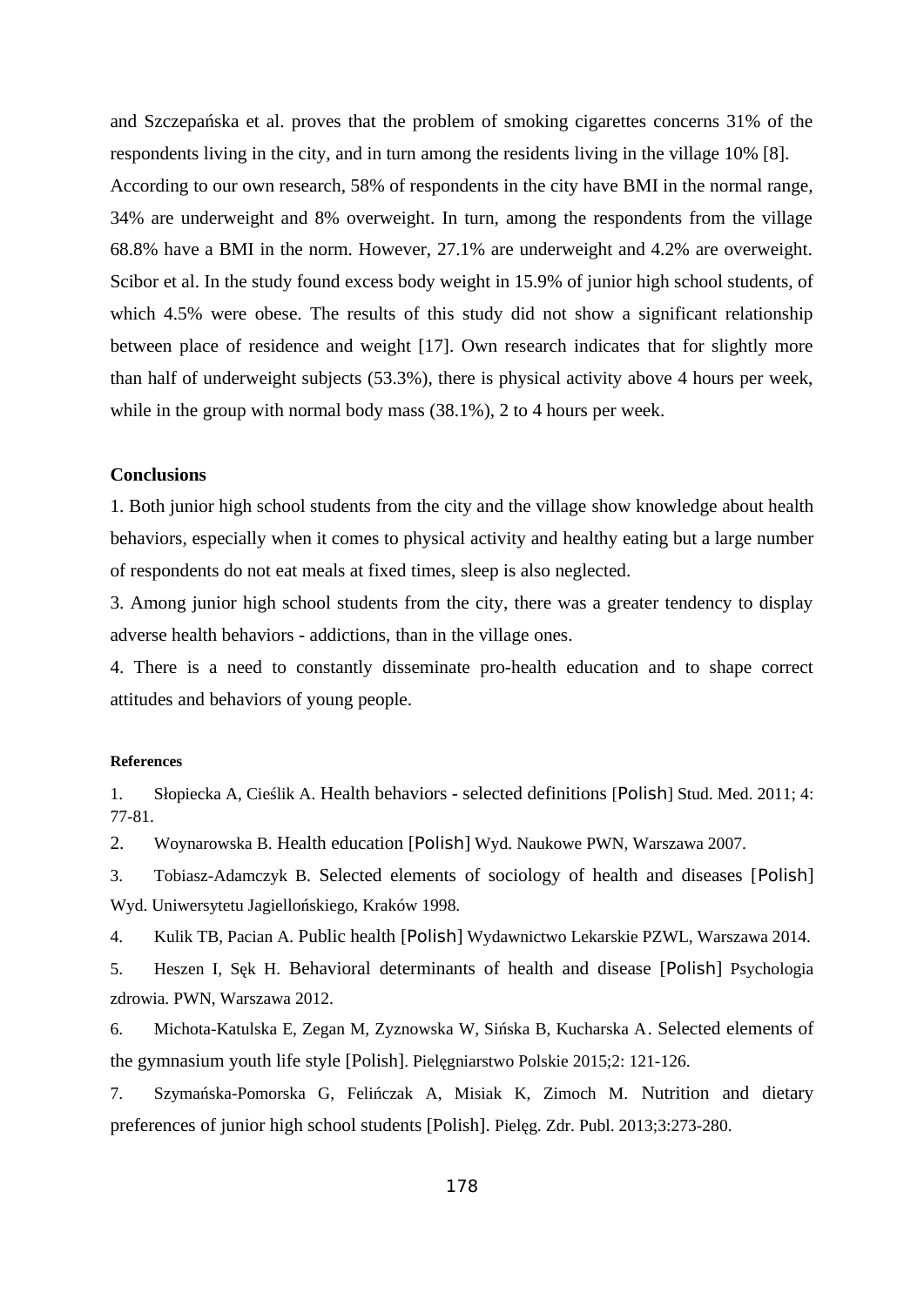and Szczepańska et al. proves that the problem of smoking cigarettes concerns 31% of the respondents living in the city, and in turn among the residents living in the village 10% [8]. According to our own research, 58% of respondents in the city have BMI in the normal range, 34% are underweight and 8% overweight. In turn, among the respondents from the village 68.8% have a BMI in the norm. However, 27.1% are underweight and 4.2% are overweight. Scibor et al. In the study found excess body weight in 15.9% of junior high school students, of which 4.5% were obese. The results of this study did not show a significant relationship between place of residence and weight [17]. Own research indicates that for slightly more than half of underweight subjects (53.3%), there is physical activity above 4 hours per week, while in the group with normal body mass (38.1%), 2 to 4 hours per week.

### Conclusions

1. Both junior high school students from the city and the village show knowledge about health behaviors, especially when it comes to physical activity and healthy eating but a large number of respondents do not eat meals at fixed times, sleep is also neglected.
3. Among junior high school students from the city, there was a greater tendency to display adverse health behaviors - addictions, than in the village ones.
4. There is a need to constantly disseminate pro-health education and to shape correct attitudes and behaviors of young people.

#### References

1. Słopiecka A, Cieślik A. Health behaviors - selected definitions [Polish] Stud. Med. 2011; 4: 77-81.
2. Woynarowska B. Health education [Polish] Wyd. Naukowe PWN, Warszawa 2007.
3. Tobiasz-Adamczyk B. Selected elements of sociology of health and diseases [Polish] Wyd. Uniwersytetu Jagiellońskiego, Kraków 1998.
4. Kulik TB, Pacian A. Public health [Polish] Wydawnictwo Lekarskie PZWL, Warszawa 2014.
5. Heszen I, Sęk H. Behavioral determinants of health and disease [Polish] Psychologia zdrowia. PWN, Warszawa 2012.
6. Michota-Katulska E, Zegan M, Zyznowska W, Sińska B, Kucharska A. Selected elements of the gymnasium youth life style [Polish]. Pielęgniarstwo Polskie 2015;2: 121-126.
7. Szymańska-Pomorska G, Felińczak A, Misiak K, Zimoch M. Nutrition and dietary preferences of junior high school students [Polish]. Pielęg. Zdr. Publ. 2013;3:273-280.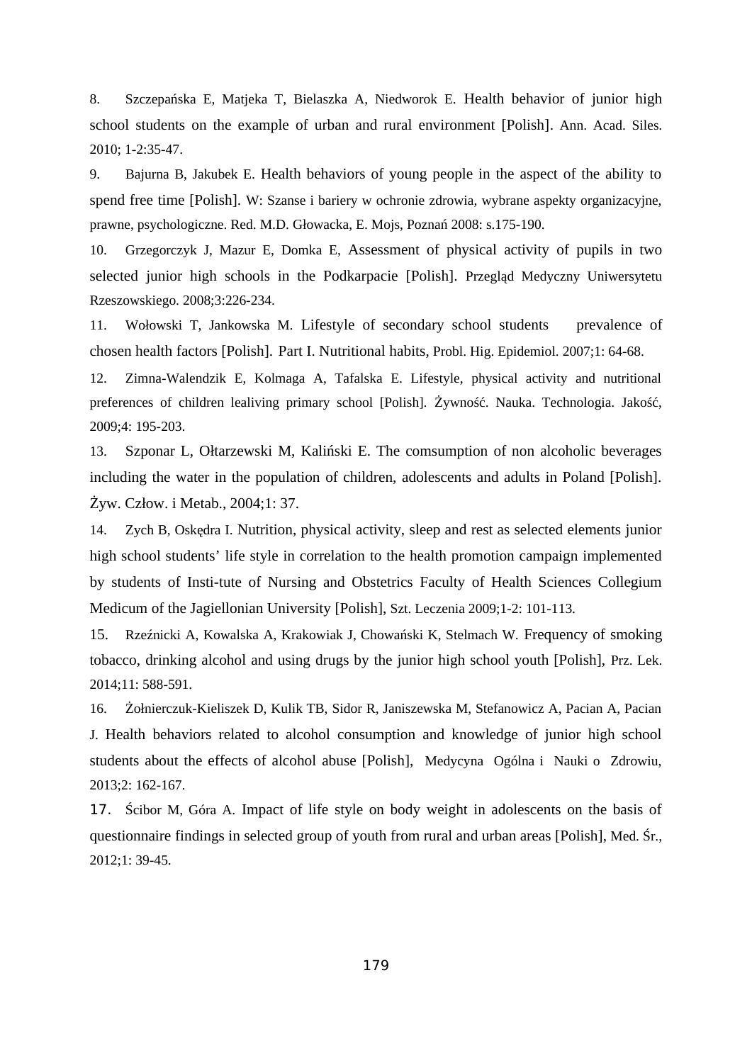8. Szczepańska E, Matjeka T, Bielaszka A, Niedworok E. Health behavior of junior high school students on the example of urban and rural environment [Polish]. Ann. Acad. Siles. 2010; 1-2:35-47.

9. Bajurna B, Jakubek E. Health behaviors of young people in the aspect of the ability to spend free time [Polish]. W: Szanse i bariery w ochronie zdrowia, wybrane aspekty organizacyjne, prawne, psychologiczne. Red. M.D. Głowacka, E. Mojs, Poznań 2008: s.175-190.

10. Grzegorczyk J, Mazur E, Domka E, Assessment of physical activity of pupils in two selected junior high schools in the Podkarpacie [Polish]. Przegląd Medyczny Uniwersytetu Rzeszowskiego. 2008;3:226-234.

11. Wołowski T, Jankowska M. Lifestyle of secondary school students prevalence of chosen health factors [Polish]. Part I. Nutritional habits, Probl. Hig. Epidemiol. 2007;1: 64-68.

12. Zimna-Walendzik E, Kolmaga A, Tafalska E. Lifestyle, physical activity and nutritional preferences of children lealiving primary school [Polish]. Żywność. Nauka. Technologia. Jakość, 2009;4: 195-203.

13. Szponar L, Ołtarzewski M, Kaliński E. The comsumption of non alcoholic beverages including the water in the population of children, adolescents and adults in Poland [Polish]. Żyw. Człow. i Metab., 2004;1: 37.

14. Zych B, Oskędra I. Nutrition, physical activity, sleep and rest as selected elements junior high school students' life style in correlation to the health promotion campaign implemented by students of Insti-tute of Nursing and Obstetrics Faculty of Health Sciences Collegium Medicum of the Jagiellonian University [Polish], Szt. Leczenia 2009;1-2: 101-113.

15. Rzeźnicki A, Kowalska A, Krakowiak J, Chowański K, Stelmach W. Frequency of smoking tobacco, drinking alcohol and using drugs by the junior high school youth [Polish], Prz. Lek. 2014;11: 588-591.

16. Żołnierczuk-Kieliszek D, Kulik TB, Sidor R, Janiszewska M, Stefanowicz A, Pacian A, Pacian J. Health behaviors related to alcohol consumption and knowledge of junior high school students about the effects of alcohol abuse [Polish], Medycyna Ogólna i Nauki o Zdrowiu, 2013;2: 162-167.

17. Ścibor M, Góra A. Impact of life style on body weight in adolescents on the basis of questionnaire findings in selected group of youth from rural and urban areas [Polish], Med. Śr., 2012;1: 39-45.